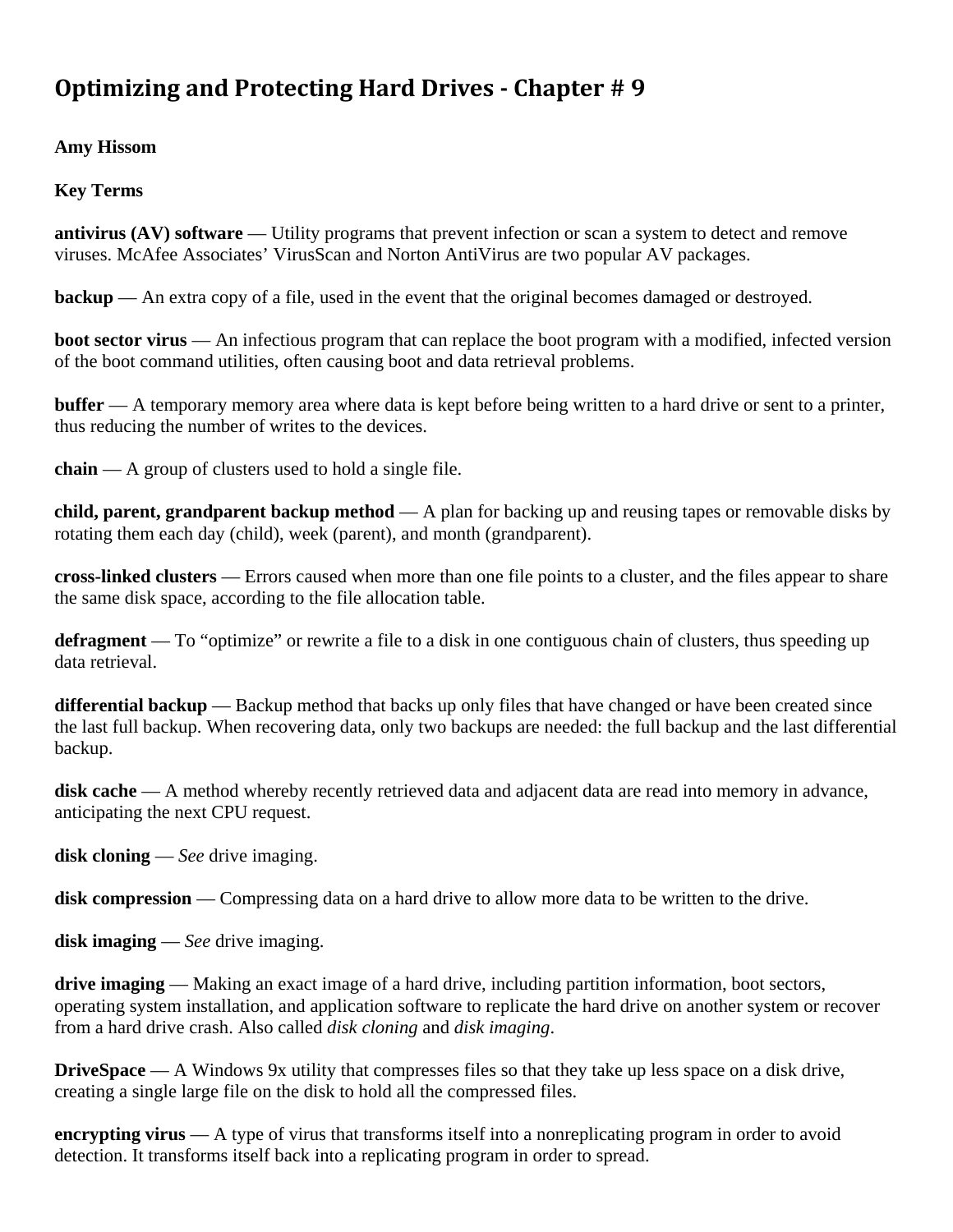# Optimizing and Protecting Hard Drives - Chapter # 9

**Amy Hissom**

**Key Terms**

**antivirus (AV) software** — Utility programs that prevent infection or scan a system to detect and remove viruses. McAfee Associates' VirusScan and Norton AntiVirus are two popular AV packages.

**backup** — An extra copy of a file, used in the event that the original becomes damaged or destroyed.

**boot sector virus** — An infectious program that can replace the boot program with a modified, infected version of the boot command utilities, often causing boot and data retrieval problems.

**buffer** — A temporary memory area where data is kept before being written to a hard drive or sent to a printer, thus reducing the number of writes to the devices.

**chain** — A group of clusters used to hold a single file.

**child, parent, grandparent backup method** — A plan for backing up and reusing tapes or removable disks by rotating them each day (child), week (parent), and month (grandparent).

**cross-linked clusters** — Errors caused when more than one file points to a cluster, and the files appear to share the same disk space, according to the file allocation table.

**defragment** — To "optimize" or rewrite a file to a disk in one contiguous chain of clusters, thus speeding up data retrieval.

**differential backup** — Backup method that backs up only files that have changed or have been created since the last full backup. When recovering data, only two backups are needed: the full backup and the last differential backup.

**disk cache** — A method whereby recently retrieved data and adjacent data are read into memory in advance, anticipating the next CPU request.

**disk cloning** — *See* drive imaging.

**disk compression** — Compressing data on a hard drive to allow more data to be written to the drive.

**disk imaging** — *See* drive imaging.

**drive imaging** — Making an exact image of a hard drive, including partition information, boot sectors, operating system installation, and application software to replicate the hard drive on another system or recover from a hard drive crash. Also called *disk cloning* and *disk imaging*.

**DriveSpace** — A Windows 9x utility that compresses files so that they take up less space on a disk drive, creating a single large file on the disk to hold all the compressed files.

**encrypting virus** — A type of virus that transforms itself into a nonreplicating program in order to avoid detection. It transforms itself back into a replicating program in order to spread.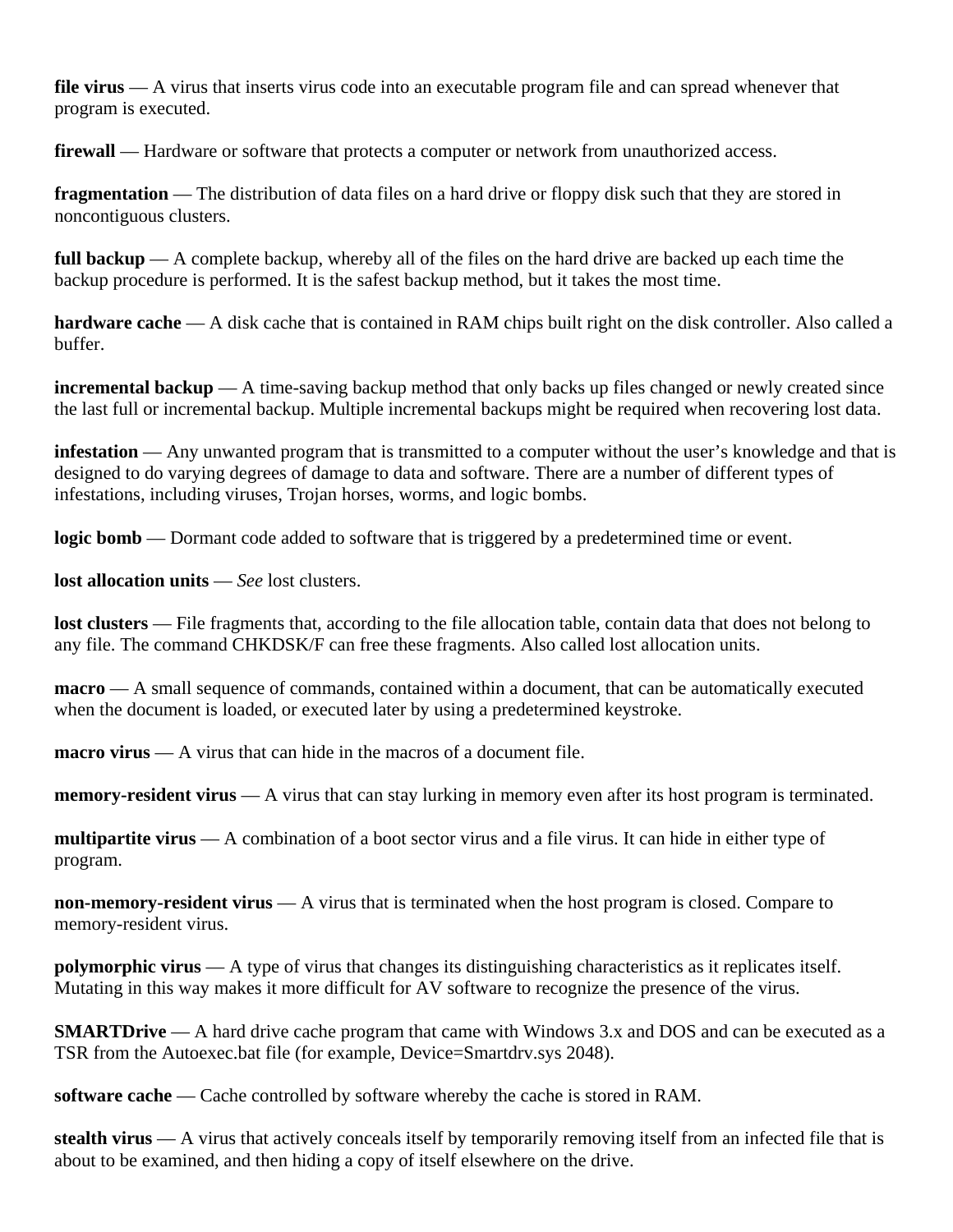**file virus** — A virus that inserts virus code into an executable program file and can spread whenever that program is executed.

**firewall** — Hardware or software that protects a computer or network from unauthorized access.

**fragmentation** — The distribution of data files on a hard drive or floppy disk such that they are stored in noncontiguous clusters.

**full backup** — A complete backup, whereby all of the files on the hard drive are backed up each time the backup procedure is performed. It is the safest backup method, but it takes the most time.

**hardware cache** — A disk cache that is contained in RAM chips built right on the disk controller. Also called a buffer.

**incremental backup** — A time-saving backup method that only backs up files changed or newly created since the last full or incremental backup. Multiple incremental backups might be required when recovering lost data.

**infestation** — Any unwanted program that is transmitted to a computer without the user's knowledge and that is designed to do varying degrees of damage to data and software. There are a number of different types of infestations, including viruses, Trojan horses, worms, and logic bombs.

**logic bomb** — Dormant code added to software that is triggered by a predetermined time or event.

**lost allocation units** — *See* lost clusters.

**lost clusters** — File fragments that, according to the file allocation table, contain data that does not belong to any file. The command CHKDSK/F can free these fragments. Also called lost allocation units.

**macro** — A small sequence of commands, contained within a document, that can be automatically executed when the document is loaded, or executed later by using a predetermined keystroke.

**macro virus** — A virus that can hide in the macros of a document file.

**memory-resident virus** — A virus that can stay lurking in memory even after its host program is terminated.

**multipartite virus** — A combination of a boot sector virus and a file virus. It can hide in either type of program.

**non-memory-resident virus** — A virus that is terminated when the host program is closed. Compare to memory-resident virus.

**polymorphic virus** — A type of virus that changes its distinguishing characteristics as it replicates itself. Mutating in this way makes it more difficult for AV software to recognize the presence of the virus.

**SMARTDrive** — A hard drive cache program that came with Windows 3.x and DOS and can be executed as a TSR from the Autoexec.bat file (for example, Device=Smartdrv.sys 2048).

**software cache** — Cache controlled by software whereby the cache is stored in RAM.

**stealth virus** — A virus that actively conceals itself by temporarily removing itself from an infected file that is about to be examined, and then hiding a copy of itself elsewhere on the drive.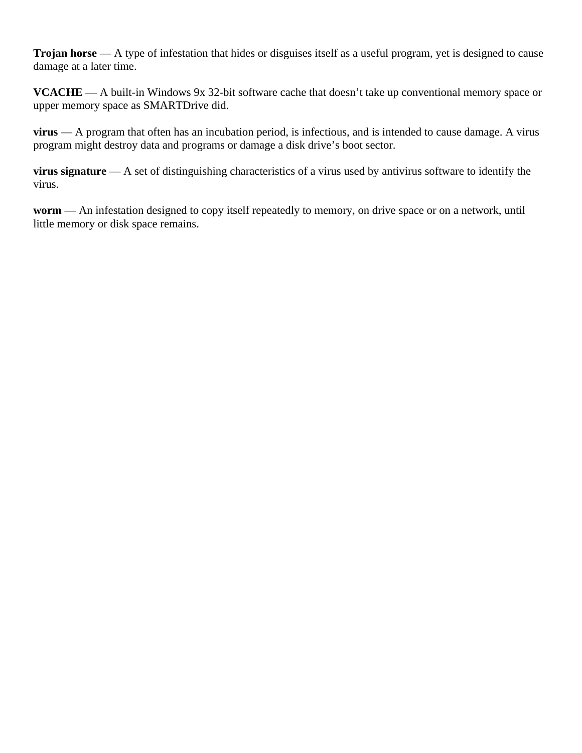**Trojan horse** — A type of infestation that hides or disguises itself as a useful program, yet is designed to cause damage at a later time.

**VCACHE** — A built-in Windows 9x 32-bit software cache that doesn’t take up conventional memory space or upper memory space as SMARTDrive did.

**virus** — A program that often has an incubation period, is infectious, and is intended to cause damage. A virus program might destroy data and programs or damage a disk drive’s boot sector.

**virus signature** — A set of distinguishing characteristics of a virus used by antivirus software to identify the virus.

**worm** — An infestation designed to copy itself repeatedly to memory, on drive space or on a network, until little memory or disk space remains.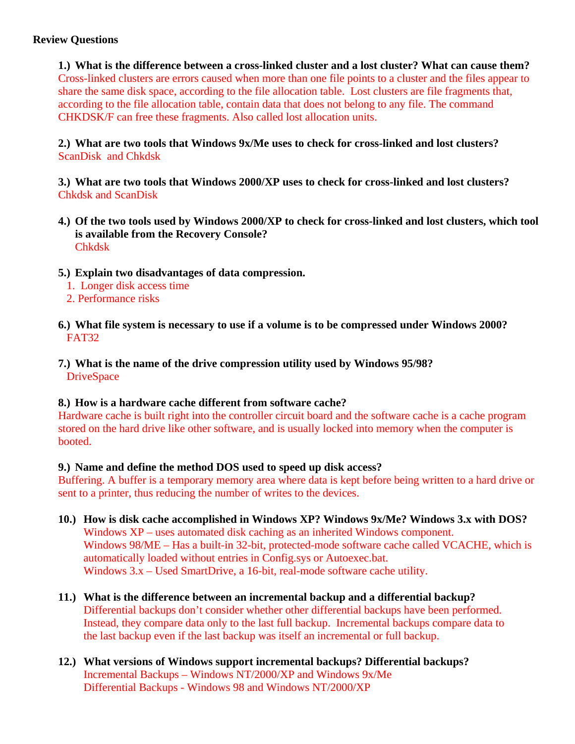**Review Questions**

**1.) What is the difference between a cross-linked cluster and a lost cluster? What can cause them?**
Cross-linked clusters are errors caused when more than one file points to a cluster and the files appear to share the same disk space, according to the file allocation table. Lost clusters are file fragments that, according to the file allocation table, contain data that does not belong to any file. The command CHKDSK/F can free these fragments. Also called lost allocation units.

**2.) What are two tools that Windows 9x/Me uses to check for cross-linked and lost clusters?**
ScanDisk and Chkdsk

**3.) What are two tools that Windows 2000/XP uses to check for cross-linked and lost clusters?**
Chkdsk and ScanDisk

**4.) Of the two tools used by Windows 2000/XP to check for cross-linked and lost clusters, which tool is available from the Recovery Console?**
Chkdsk

**5.) Explain two disadvantages of data compression.**
1. Longer disk access time
2. Performance risks

**6.) What file system is necessary to use if a volume is to be compressed under Windows 2000?**
FAT32

**7.) What is the name of the drive compression utility used by Windows 95/98?**
DriveSpace

**8.) How is a hardware cache different from software cache?**
Hardware cache is built right into the controller circuit board and the software cache is a cache program stored on the hard drive like other software, and is usually locked into memory when the computer is booted.

**9.) Name and define the method DOS used to speed up disk access?**
Buffering. A buffer is a temporary memory area where data is kept before being written to a hard drive or sent to a printer, thus reducing the number of writes to the devices.

**10.) How is disk cache accomplished in Windows XP? Windows 9x/Me? Windows 3.x with DOS?**
Windows XP – uses automated disk caching as an inherited Windows component.
Windows 98/ME – Has a built-in 32-bit, protected-mode software cache called VCACHE, which is automatically loaded without entries in Config.sys or Autoexec.bat.
Windows 3.x – Used SmartDrive, a 16-bit, real-mode software cache utility.

**11.) What is the difference between an incremental backup and a differential backup?**
Differential backups don't consider whether other differential backups have been performed. Instead, they compare data only to the last full backup. Incremental backups compare data to the last backup even if the last backup was itself an incremental or full backup.

**12.) What versions of Windows support incremental backups? Differential backups?**
Incremental Backups – Windows NT/2000/XP and Windows 9x/Me
Differential Backups - Windows 98 and Windows NT/2000/XP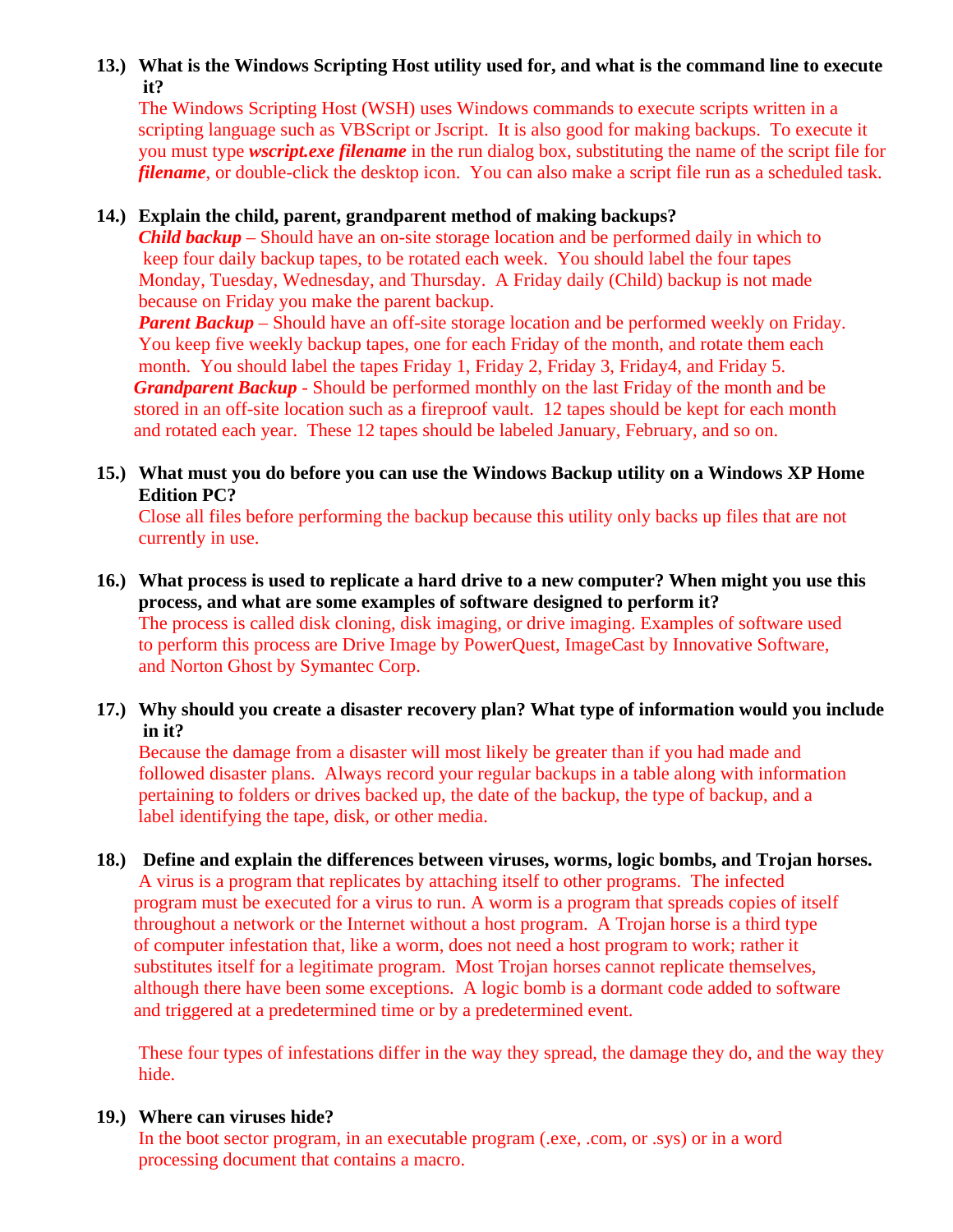**13.) What is the Windows Scripting Host utility used for, and what is the command line to execute it?**

The Windows Scripting Host (WSH) uses Windows commands to execute scripts written in a scripting language such as VBScript or Jscript. It is also good for making backups. To execute it you must type ***wscript.exe filename*** in the run dialog box, substituting the name of the script file for ***filename***, or double-click the desktop icon. You can also make a script file run as a scheduled task.

**14.) Explain the child, parent, grandparent method of making backups?**

***Child backup*** – Should have an on-site storage location and be performed daily in which to keep four daily backup tapes, to be rotated each week. You should label the four tapes Monday, Tuesday, Wednesday, and Thursday. A Friday daily (Child) backup is not made because on Friday you make the parent backup.

***Parent Backup*** – Should have an off-site storage location and be performed weekly on Friday. You keep five weekly backup tapes, one for each Friday of the month, and rotate them each month. You should label the tapes Friday 1, Friday 2, Friday 3, Friday4, and Friday 5.

***Grandparent Backup*** - Should be performed monthly on the last Friday of the month and be stored in an off-site location such as a fireproof vault. 12 tapes should be kept for each month and rotated each year. These 12 tapes should be labeled January, February, and so on.

**15.) What must you do before you can use the Windows Backup utility on a Windows XP Home Edition PC?**

Close all files before performing the backup because this utility only backs up files that are not currently in use.

**16.) What process is used to replicate a hard drive to a new computer? When might you use this process, and what are some examples of software designed to perform it?**

The process is called disk cloning, disk imaging, or drive imaging. Examples of software used to perform this process are Drive Image by PowerQuest, ImageCast by Innovative Software, and Norton Ghost by Symantec Corp.

**17.) Why should you create a disaster recovery plan? What type of information would you include in it?**

Because the damage from a disaster will most likely be greater than if you had made and followed disaster plans. Always record your regular backups in a table along with information pertaining to folders or drives backed up, the date of the backup, the type of backup, and a label identifying the tape, disk, or other media.

**18.) Define and explain the differences between viruses, worms, logic bombs, and Trojan horses.**

A virus is a program that replicates by attaching itself to other programs. The infected program must be executed for a virus to run. A worm is a program that spreads copies of itself throughout a network or the Internet without a host program. A Trojan horse is a third type of computer infestation that, like a worm, does not need a host program to work; rather it substitutes itself for a legitimate program. Most Trojan horses cannot replicate themselves, although there have been some exceptions. A logic bomb is a dormant code added to software and triggered at a predetermined time or by a predetermined event.

These four types of infestations differ in the way they spread, the damage they do, and the way they hide.

**19.) Where can viruses hide?**

In the boot sector program, in an executable program (.exe, .com, or .sys) or in a word processing document that contains a macro.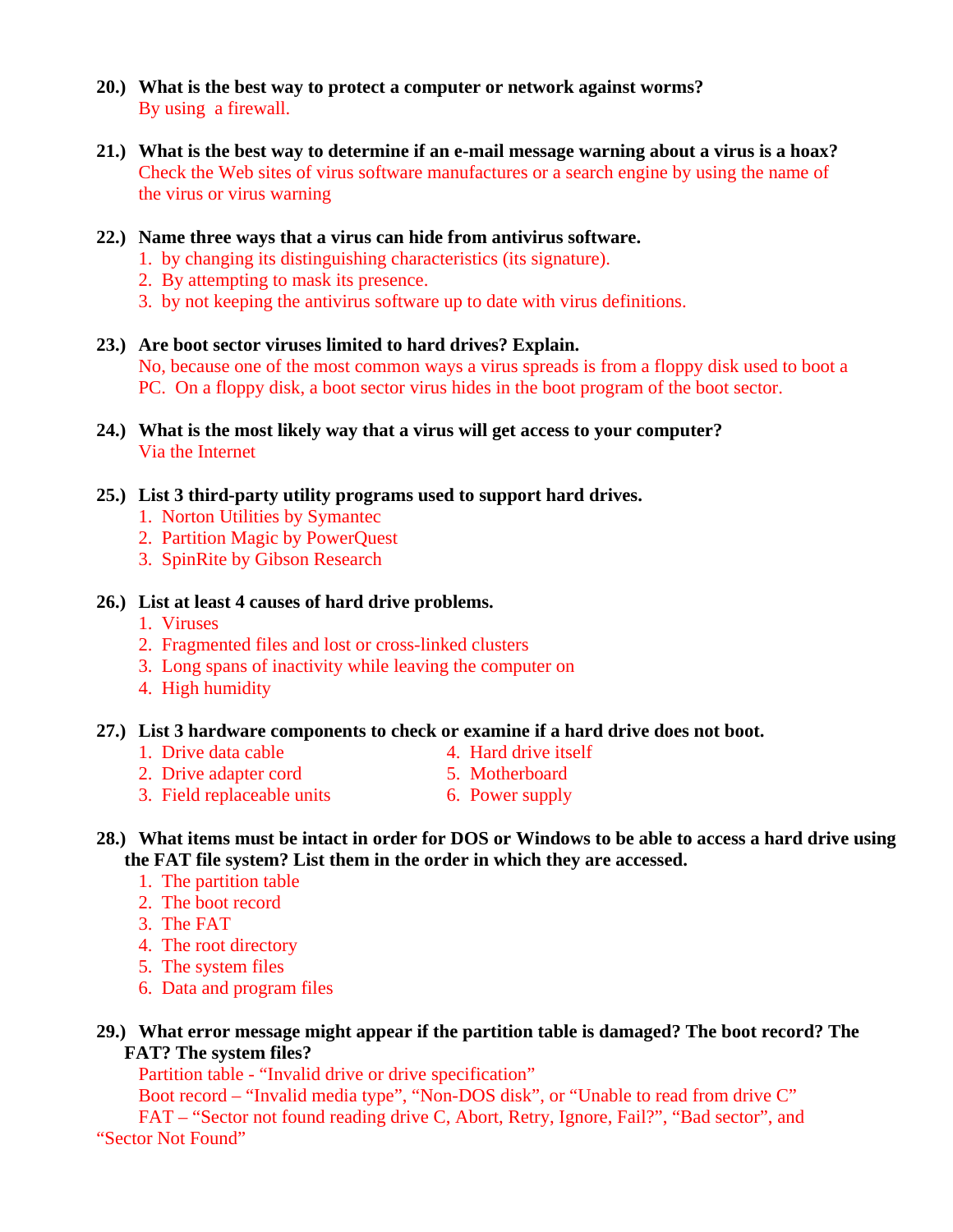**20.) What is the best way to protect a computer or network against worms?**
By using  a firewall.

**21.) What is the best way to determine if an e-mail message warning about a virus is a hoax?**
Check the Web sites of virus software manufactures or a search engine by using the name of the virus or virus warning

**22.) Name three ways that a virus can hide from antivirus software.**

1. by changing its distinguishing characteristics (its signature).
2. By attempting to mask its presence.
3. by not keeping the antivirus software up to date with virus definitions.

**23.) Are boot sector viruses limited to hard drives? Explain.**
No, because one of the most common ways a virus spreads is from a floppy disk used to boot a PC.  On a floppy disk, a boot sector virus hides in the boot program of the boot sector.

**24.) What is the most likely way that a virus will get access to your computer?**
Via the Internet

**25.) List 3 third-party utility programs used to support hard drives.**

1. Norton Utilities by Symantec
2. Partition Magic by PowerQuest
3. SpinRite by Gibson Research

**26.) List at least 4 causes of hard drive problems.**

1. Viruses
2. Fragmented files and lost or cross-linked clusters
3. Long spans of inactivity while leaving the computer on
4. High humidity

**27.) List 3 hardware components to check or examine if a hard drive does not boot.**

1. Drive data cable
2. Drive adapter cord
3. Field replaceable units
4. Hard drive itself
5. Motherboard
6. Power supply

**28.) What items must be intact in order for DOS or Windows to be able to access a hard drive using the FAT file system? List them in the order in which they are accessed.**

1. The partition table
2. The boot record
3. The FAT
4. The root directory
5. The system files
6. Data and program files

**29.) What error message might appear if the partition table is damaged? The boot record? The FAT? The system files?**

Partition table - “Invalid drive or drive specification”
Boot record – “Invalid media type”, “Non-DOS disk”, or “Unable to read from drive C”
FAT – “Sector not found reading drive C, Abort, Retry, Ignore, Fail?”, “Bad sector”, and “Sector Not Found”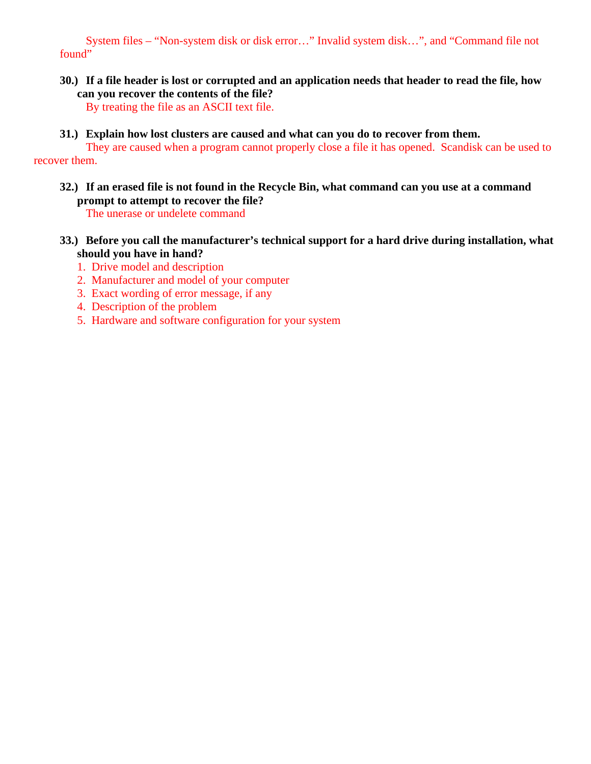System files – "Non-system disk or disk error…" Invalid system disk…", and "Command file not found"

**30.) If a file header is lost or corrupted and an application needs that header to read the file, how can you recover the contents of the file?**

By treating the file as an ASCII text file.

**31.) Explain how lost clusters are caused and what can you do to recover from them.**

They are caused when a program cannot properly close a file it has opened. Scandisk can be used to recover them.

**32.) If an erased file is not found in the Recycle Bin, what command can you use at a command prompt to attempt to recover the file?**

The unerase or undelete command

**33.) Before you call the manufacturer's technical support for a hard drive during installation, what should you have in hand?**

1. Drive model and description
2. Manufacturer and model of your computer
3. Exact wording of error message, if any
4. Description of the problem
5. Hardware and software configuration for your system